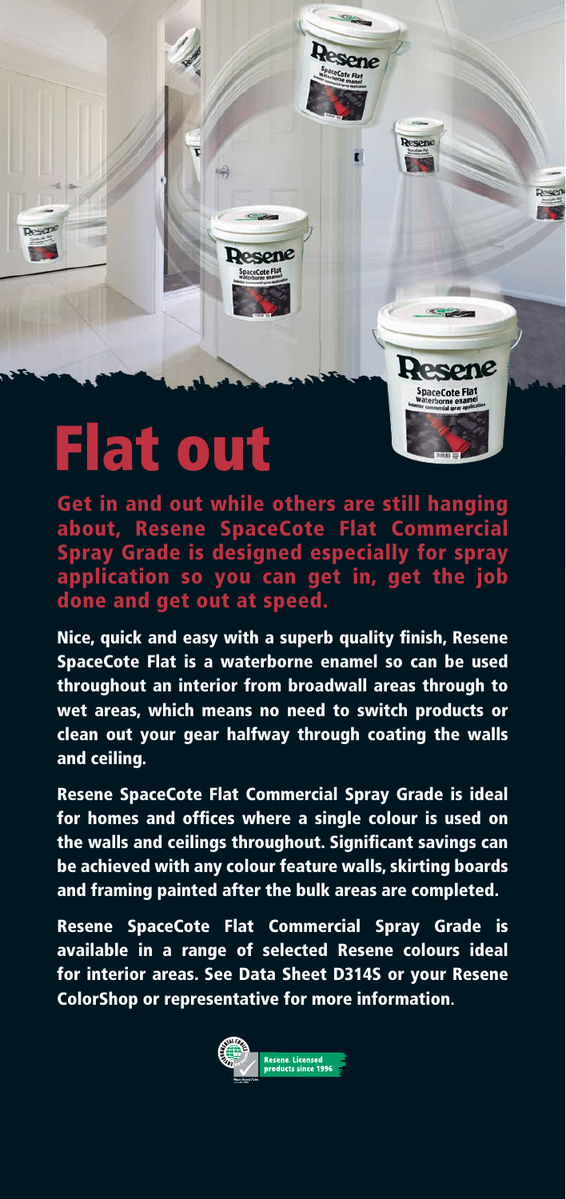# Flat out

**Get in and out while others are still hanging about, Resene SpaceCote Flat Commercial Spray Grade is designed especially for spray application so you can get in, get the job done and get out at speed.**

Nice, quick and easy with a superb quality finish, Resene SpaceCote Flat is a waterborne enamel so can be used throughout an interior from broadwall areas through to wet areas, which means no need to switch products or clean out your gear halfway through coating the walls and ceiling.

Resene SpaceCote Flat Commercial Spray Grade is ideal for homes and offices where a single colour is used on the walls and ceilings throughout. Significant savings can be achieved with any colour feature walls, skirting boards and framing painted after the bulk areas are completed.

Resene SpaceCote Flat Commercial Spray Grade is available in a range of selected Resene colours ideal for interior areas. See Data Sheet D314S or your Resene ColorShop or representative for more information.

Resene. Licensed products since 1996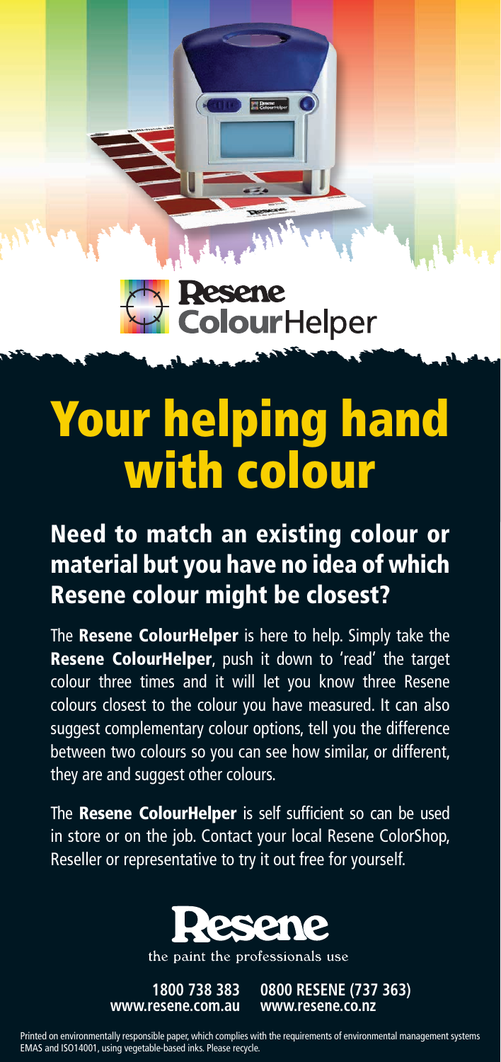Resene ColourHelper

# Your helping hand with colour

## Need to match an existing colour or material but you have no idea of which Resene colour might be closest?

The **Resene ColourHelper** is here to help. Simply take the **Resene ColourHelper**, push it down to 'read' the target colour three times and it will let you know three Resene colours closest to the colour you have measured. It can also suggest complementary colour options, tell you the difference between two colours so you can see how similar, or different, they are and suggest other colours.

The **Resene ColourHelper** is self sufficient so can be used in store or on the job. Contact your local Resene ColorShop, Reseller or representative to try it out free for yourself.

**Resene**

the paint the professionals use

**1800 738 383**
**www.resene.com.au**

**0800 RESENE (737 363)**
**www.resene.co.nz**

Printed on environmentally responsible paper, which complies with the requirements of environmental management systems EMAS and ISO14001, using vegetable-based inks. Please recycle.